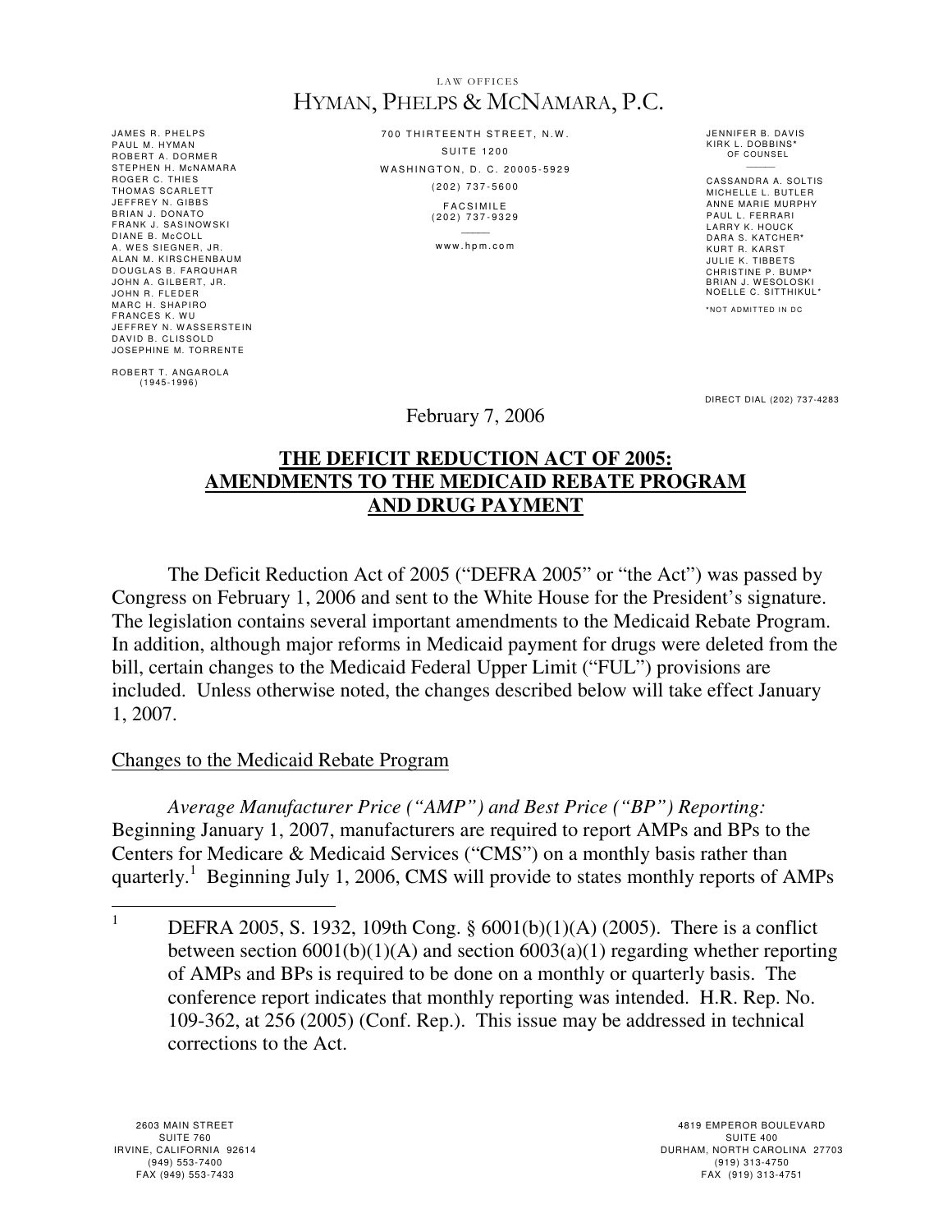LAW OFFICES

# HYMAN, PHELPS & MCNAMARA, P.C.

JAMES R. PHELPS
PAUL M. HYMAN
ROBERT A. DORMER
STEPHEN H. McNAMARA
ROGER C. THIES
THOMAS SCARLETT
JEFFREY N. GIBBS
BRIAN J. DONATO
FRANK J. SASINOWSKI
DIANE B. McCOLL
A. WES SIEGNER, JR.
ALAN M. KIRSCHENBAUM
DOUGLAS B. FARQUHAR
JOHN A. GILBERT, JR.
JOHN R. FLEDER
MARC H. SHAPIRO
FRANCES K. WU
JEFFREY N. WASSERSTEIN
DAVID B. CLISSOLD
JOSEPHINE M. TORRENTE

ROBERT T. ANGAROLA
(1945-1996)

700 THIRTEENTH STREET, N.W.
SUITE 1200
WASHINGTON, D. C. 20005-5929
(202) 737-5600
FACSIMILE
(202) 737-9329
www.hpm.com

JENNIFER B. DAVIS
KIRK L. DOBBINS*
OF COUNSEL

CASSANDRA A. SOLTIS
MICHELLE L. BUTLER
ANNE MARIE MURPHY
PAUL L. FERRARI
LARRY K. HOUCK
DARA S. KATCHER*
KURT R. KARST
JULIE K. TIBBETS
CHRISTINE P. BUMP*
BRIAN J. WESOLOSKI
NOELLE C. SITTHIKUL*

*NOT ADMITTED IN DC

DIRECT DIAL (202) 737-4283

February 7, 2006

## THE DEFICIT REDUCTION ACT OF 2005: AMENDMENTS TO THE MEDICAID REBATE PROGRAM AND DRUG PAYMENT

The Deficit Reduction Act of 2005 ("DEFRA 2005" or "the Act") was passed by Congress on February 1, 2006 and sent to the White House for the President's signature. The legislation contains several important amendments to the Medicaid Rebate Program. In addition, although major reforms in Medicaid payment for drugs were deleted from the bill, certain changes to the Medicaid Federal Upper Limit ("FUL") provisions are included. Unless otherwise noted, the changes described below will take effect January 1, 2007.

### Changes to the Medicaid Rebate Program

*Average Manufacturer Price ("AMP") and Best Price ("BP") Reporting:* Beginning January 1, 2007, manufacturers are required to report AMPs and BPs to the Centers for Medicare & Medicaid Services ("CMS") on a monthly basis rather than quarterly.[1] Beginning July 1, 2006, CMS will provide to states monthly reports of AMPs

[1] DEFRA 2005, S. 1932, 109th Cong. § 6001(b)(1)(A) (2005). There is a conflict between section 6001(b)(1)(A) and section 6003(a)(1) regarding whether reporting of AMPs and BPs is required to be done on a monthly or quarterly basis. The conference report indicates that monthly reporting was intended. H.R. Rep. No. 109-362, at 256 (2005) (Conf. Rep.). This issue may be addressed in technical corrections to the Act.

2603 MAIN STREET
SUITE 760
IRVINE, CALIFORNIA 92614
(949) 553-7400
FAX (949) 553-7433

4819 EMPEROR BOULEVARD
SUITE 400
DURHAM, NORTH CAROLINA 27703
(919) 313-4750
FAX (919) 313-4751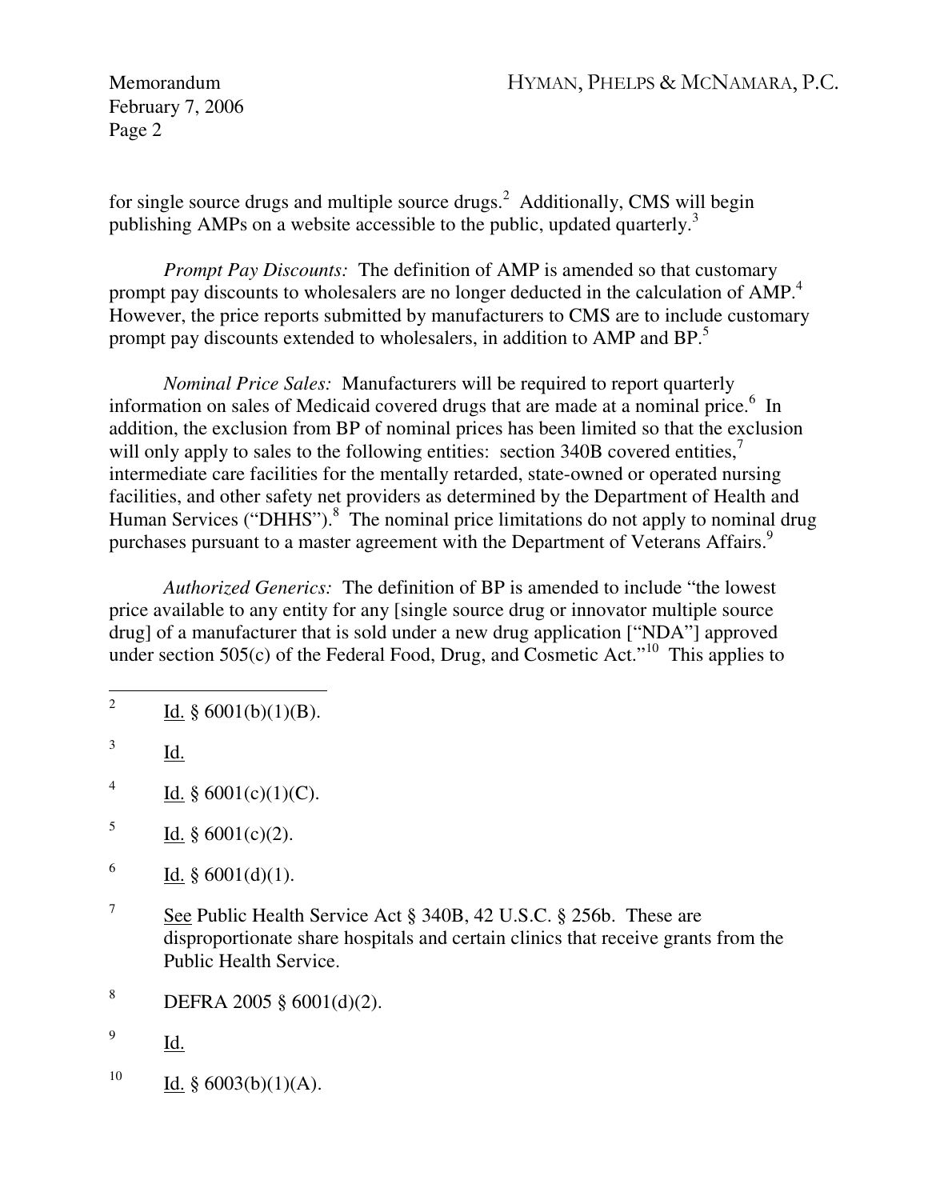for single source drugs and multiple source drugs.[2] Additionally, CMS will begin publishing AMPs on a website accessible to the public, updated quarterly.[3]

*Prompt Pay Discounts:* The definition of AMP is amended so that customary prompt pay discounts to wholesalers are no longer deducted in the calculation of AMP.[4] However, the price reports submitted by manufacturers to CMS are to include customary prompt pay discounts extended to wholesalers, in addition to AMP and BP.[5]

*Nominal Price Sales:* Manufacturers will be required to report quarterly information on sales of Medicaid covered drugs that are made at a nominal price.[6] In addition, the exclusion from BP of nominal prices has been limited so that the exclusion will only apply to sales to the following entities: section 340B covered entities,[7] intermediate care facilities for the mentally retarded, state-owned or operated nursing facilities, and other safety net providers as determined by the Department of Health and Human Services ("DHHS").[8] The nominal price limitations do not apply to nominal drug purchases pursuant to a master agreement with the Department of Veterans Affairs.[9]

*Authorized Generics:* The definition of BP is amended to include "the lowest price available to any entity for any [single source drug or innovator multiple source drug] of a manufacturer that is sold under a new drug application ["NDA"] approved under section 505(c) of the Federal Food, Drug, and Cosmetic Act."[10] This applies to

---

[2] Id. § 6001(b)(1)(B).

[3] Id.

[4] Id. § 6001(c)(1)(C).

[5] Id. § 6001(c)(2).

[6] Id. § 6001(d)(1).

[7] See Public Health Service Act § 340B, 42 U.S.C. § 256b. These are disproportionate share hospitals and certain clinics that receive grants from the Public Health Service.

[8] DEFRA 2005 § 6001(d)(2).

[9] Id.

[10] Id. § 6003(b)(1)(A).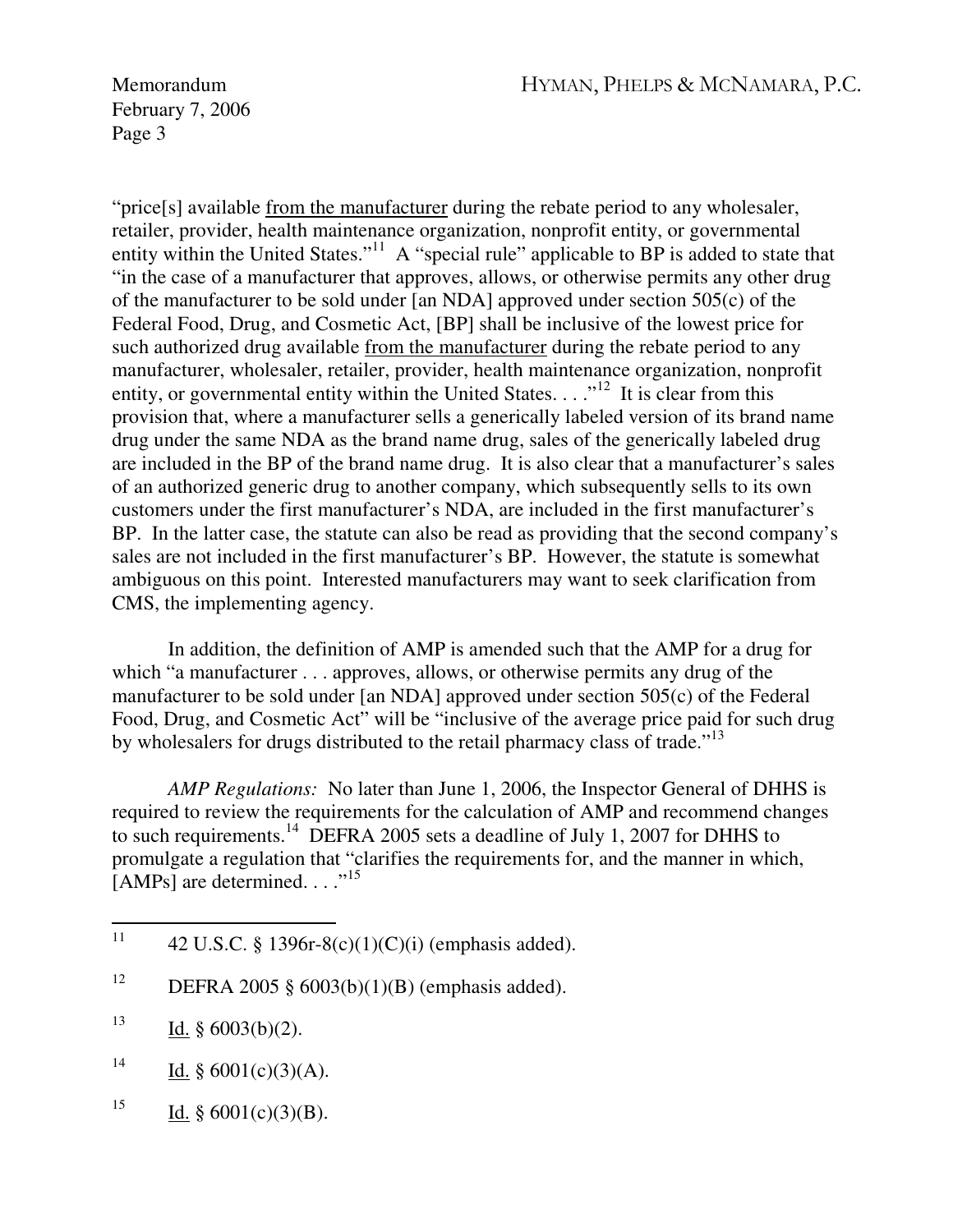"price[s] available from the manufacturer during the rebate period to any wholesaler, retailer, provider, health maintenance organization, nonprofit entity, or governmental entity within the United States."[11] A "special rule" applicable to BP is added to state that "in the case of a manufacturer that approves, allows, or otherwise permits any other drug of the manufacturer to be sold under [an NDA] approved under section 505(c) of the Federal Food, Drug, and Cosmetic Act, [BP] shall be inclusive of the lowest price for such authorized drug available from the manufacturer during the rebate period to any manufacturer, wholesaler, retailer, provider, health maintenance organization, nonprofit entity, or governmental entity within the United States. . . ."[12] It is clear from this provision that, where a manufacturer sells a generically labeled version of its brand name drug under the same NDA as the brand name drug, sales of the generically labeled drug are included in the BP of the brand name drug. It is also clear that a manufacturer's sales of an authorized generic drug to another company, which subsequently sells to its own customers under the first manufacturer's NDA, are included in the first manufacturer's BP. In the latter case, the statute can also be read as providing that the second company's sales are not included in the first manufacturer's BP. However, the statute is somewhat ambiguous on this point. Interested manufacturers may want to seek clarification from CMS, the implementing agency.

In addition, the definition of AMP is amended such that the AMP for a drug for which "a manufacturer . . . approves, allows, or otherwise permits any drug of the manufacturer to be sold under [an NDA] approved under section 505(c) of the Federal Food, Drug, and Cosmetic Act" will be "inclusive of the average price paid for such drug by wholesalers for drugs distributed to the retail pharmacy class of trade."[13]

*AMP Regulations:* No later than June 1, 2006, the Inspector General of DHHS is required to review the requirements for the calculation of AMP and recommend changes to such requirements.[14] DEFRA 2005 sets a deadline of July 1, 2007 for DHHS to promulgate a regulation that "clarifies the requirements for, and the manner in which, [AMPs] are determined. . . ."[15]

---

[11] 42 U.S.C. § 1396r-8(c)(1)(C)(i) (emphasis added).

[12] DEFRA 2005 § 6003(b)(1)(B) (emphasis added).

[13] Id. § 6003(b)(2).

[14] Id. § 6001(c)(3)(A).

[15] Id. § 6001(c)(3)(B).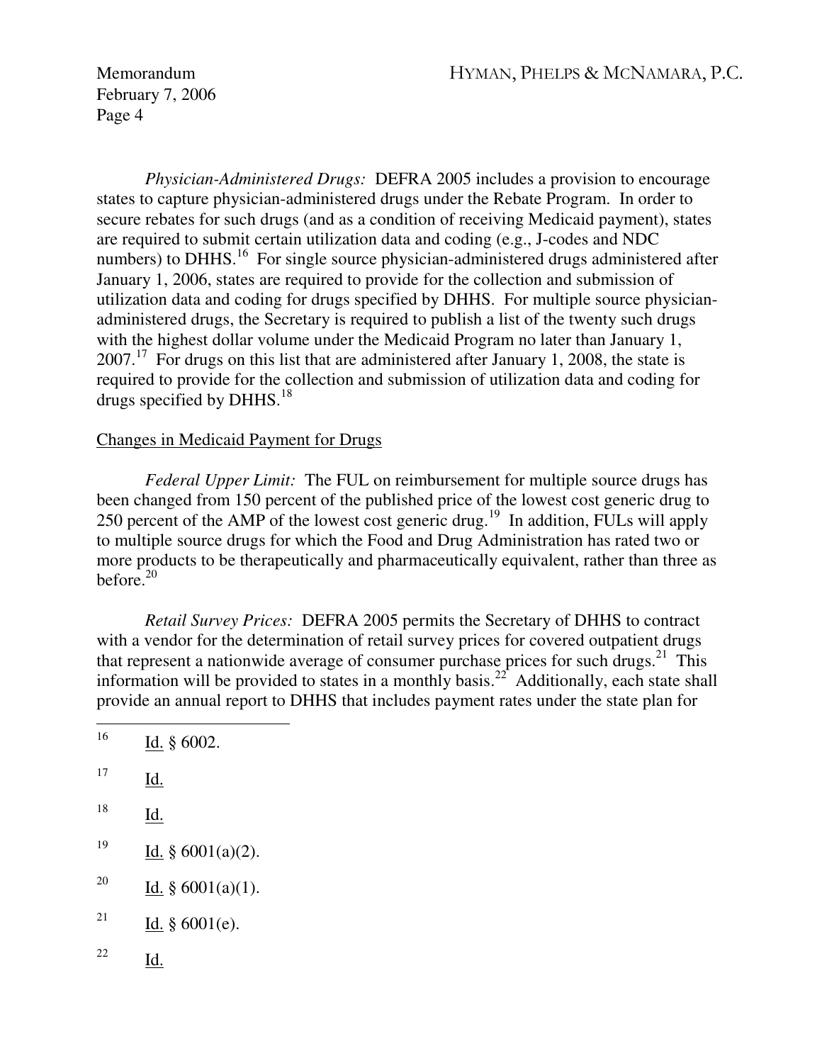*Physician-Administered Drugs:* DEFRA 2005 includes a provision to encourage states to capture physician-administered drugs under the Rebate Program. In order to secure rebates for such drugs (and as a condition of receiving Medicaid payment), states are required to submit certain utilization data and coding (e.g., J-codes and NDC numbers) to DHHS.[16] For single source physician-administered drugs administered after January 1, 2006, states are required to provide for the collection and submission of utilization data and coding for drugs specified by DHHS. For multiple source physician-administered drugs, the Secretary is required to publish a list of the twenty such drugs with the highest dollar volume under the Medicaid Program no later than January 1, 2007.[17] For drugs on this list that are administered after January 1, 2008, the state is required to provide for the collection and submission of utilization data and coding for drugs specified by DHHS.[18]

Changes in Medicaid Payment for Drugs

*Federal Upper Limit:* The FUL on reimbursement for multiple source drugs has been changed from 150 percent of the published price of the lowest cost generic drug to 250 percent of the AMP of the lowest cost generic drug.[19] In addition, FULs will apply to multiple source drugs for which the Food and Drug Administration has rated two or more products to be therapeutically and pharmaceutically equivalent, rather than three as before.[20]

*Retail Survey Prices:* DEFRA 2005 permits the Secretary of DHHS to contract with a vendor for the determination of retail survey prices for covered outpatient drugs that represent a nationwide average of consumer purchase prices for such drugs.[21] This information will be provided to states in a monthly basis.[22] Additionally, each state shall provide an annual report to DHHS that includes payment rates under the state plan for

---

[16] Id. § 6002.

[17] Id.

[18] Id.

[19] Id. § 6001(a)(2).

[20] Id. § 6001(a)(1).

[21] Id. § 6001(e).

[22] Id.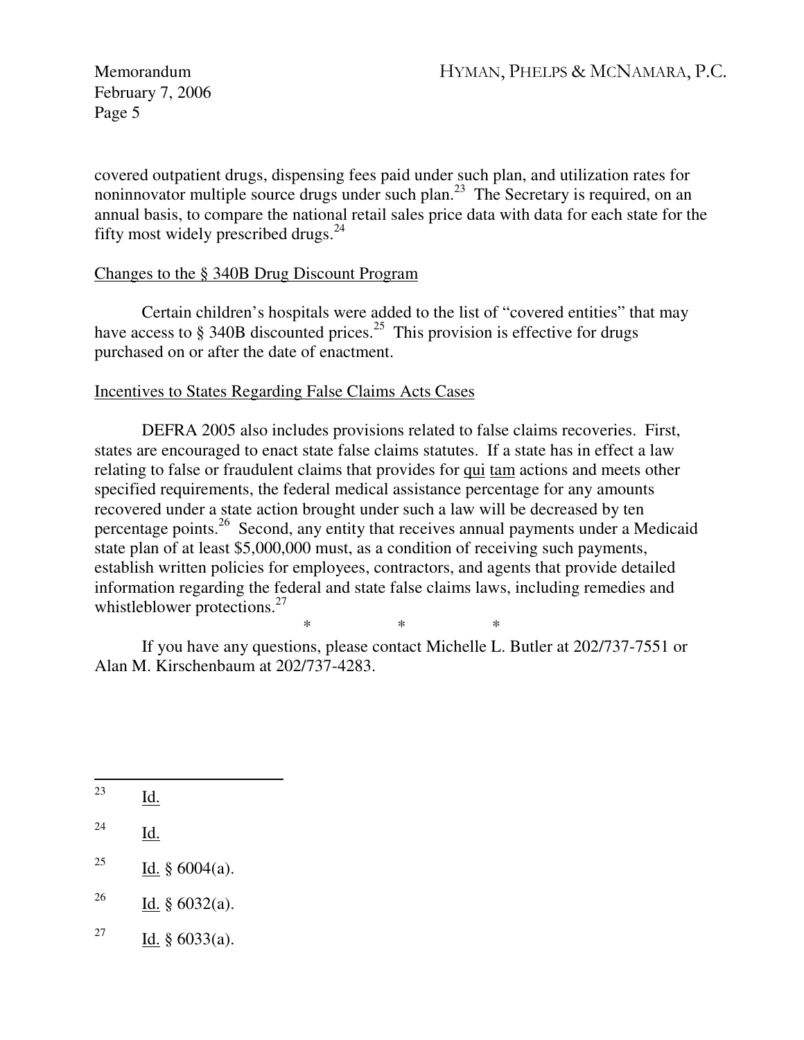covered outpatient drugs, dispensing fees paid under such plan, and utilization rates for noninnovator multiple source drugs under such plan.[23] The Secretary is required, on an annual basis, to compare the national retail sales price data with data for each state for the fifty most widely prescribed drugs.[24]

Changes to the § 340B Drug Discount Program

Certain children's hospitals were added to the list of "covered entities" that may have access to § 340B discounted prices.[25] This provision is effective for drugs purchased on or after the date of enactment.

Incentives to States Regarding False Claims Acts Cases

DEFRA 2005 also includes provisions related to false claims recoveries. First, states are encouraged to enact state false claims statutes. If a state has in effect a law relating to false or fraudulent claims that provides for qui tam actions and meets other specified requirements, the federal medical assistance percentage for any amounts recovered under a state action brought under such a law will be decreased by ten percentage points.[26] Second, any entity that receives annual payments under a Medicaid state plan of at least $5,000,000 must, as a condition of receiving such payments, establish written policies for employees, contractors, and agents that provide detailed information regarding the federal and state false claims laws, including remedies and whistleblower protections.[27]

\* \* \*

If you have any questions, please contact Michelle L. Butler at 202/737-7551 or Alan M. Kirschenbaum at 202/737-4283.

---

[23] Id.

[24] Id.

[25] Id. § 6004(a).

[26] Id. § 6032(a).

[27] Id. § 6033(a).